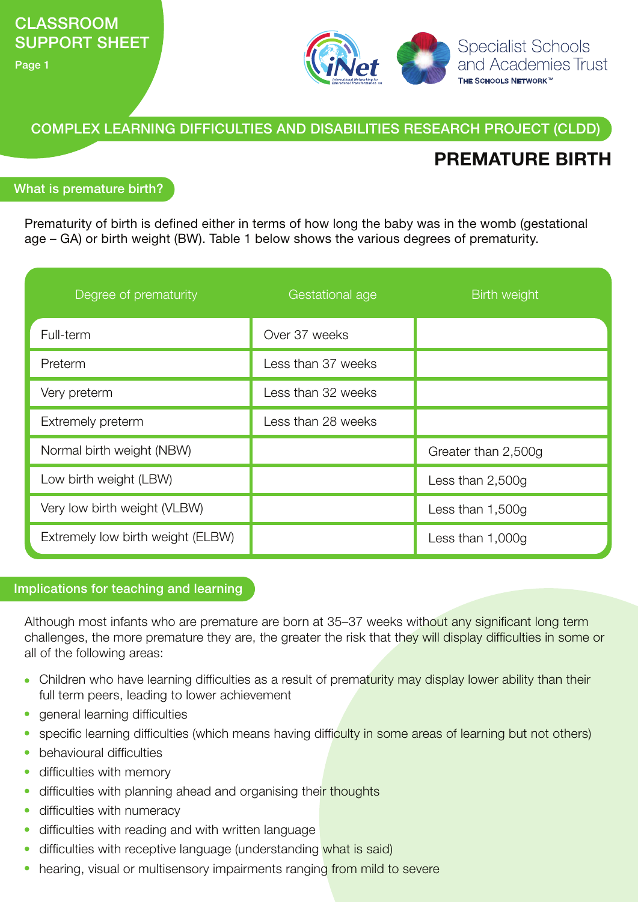CLASSROOM SUPPORT SHEET

Specialist Schools and Academies Trust

THE SCHOOLS NETWORK™

## COMPLEX LEARNING DIFFICULTIES AND DISABILITIES RESEARCH PROJECT (CLDD)

# PREMATURE BIRTH

## What is premature birth?

Prematurity of birth is defined either in terms of how long the baby was in the womb (gestational age – GA) or birth weight (BW). Table 1 below shows the various degrees of prematurity.

| Degree of prematurity | Gestational age | Birth weight |
| --- | --- | --- |
| Full-term | Over 37 weeks | |
| Preterm | Less than 37 weeks | |
| Very preterm | Less than 32 weeks | |
| Extremely preterm | Less than 28 weeks | |
| Normal birth weight (NBW) | | Greater than 2,500g |
| Low birth weight (LBW) | | Less than 2,500g |
| Very low birth weight (VLBW) | | Less than 1,500g |
| Extremely low birth weight (ELBW) | | Less than 1,000g |

## Implications for teaching and learning

Although most infants who are premature are born at 35–37 weeks without any significant long term challenges, the more premature they are, the greater the risk that they will display difficulties in some or all of the following areas:

- Children who have learning difficulties as a result of prematurity may display lower ability than their full term peers, leading to lower achievement
- general learning difficulties
- specific learning difficulties (which means having difficulty in some areas of learning but not others)
- behavioural difficulties
- difficulties with memory
- difficulties with planning ahead and organising their thoughts
- difficulties with numeracy
- difficulties with reading and with written language
- difficulties with receptive language (understanding what is said)
- hearing, visual or multisensory impairments ranging from mild to severe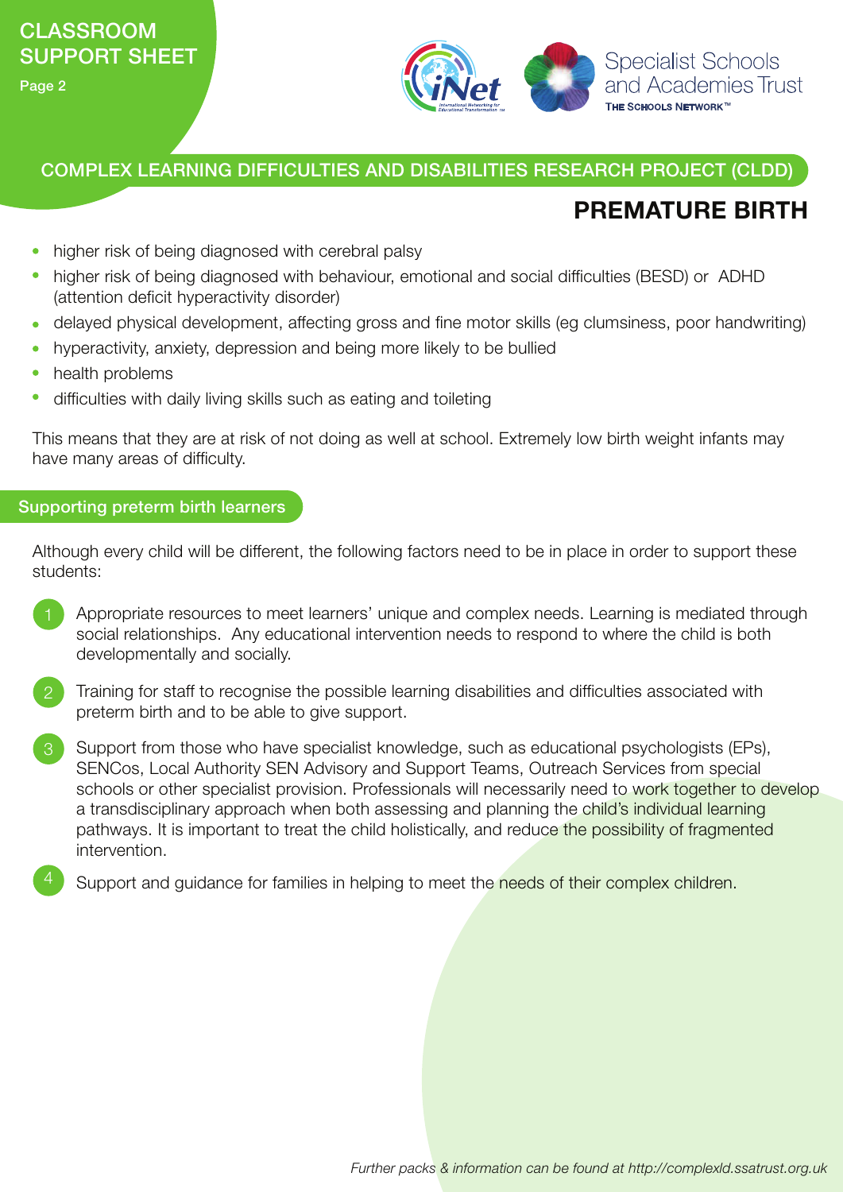## COMPLEX LEARNING DIFFICULTIES AND DISABILITIES RESEARCH PROJECT (CLDD)

# PREMATURE BIRTH

- higher risk of being diagnosed with cerebral palsy
- higher risk of being diagnosed with behaviour, emotional and social difficulties (BESD) or ADHD (attention deficit hyperactivity disorder)
- delayed physical development, affecting gross and fine motor skills (eg clumsiness, poor handwriting)
- hyperactivity, anxiety, depression and being more likely to be bullied
- health problems
- difficulties with daily living skills such as eating and toileting

This means that they are at risk of not doing as well at school. Extremely low birth weight infants may have many areas of difficulty.

## Supporting preterm birth learners

Although every child will be different, the following factors need to be in place in order to support these students:

1. Appropriate resources to meet learners' unique and complex needs. Learning is mediated through social relationships. Any educational intervention needs to respond to where the child is both developmentally and socially.
2. Training for staff to recognise the possible learning disabilities and difficulties associated with preterm birth and to be able to give support.
3. Support from those who have specialist knowledge, such as educational psychologists (EPs), SENCos, Local Authority SEN Advisory and Support Teams, Outreach Services from special schools or other specialist provision. Professionals will necessarily need to work together to develop a transdisciplinary approach when both assessing and planning the child's individual learning pathways. It is important to treat the child holistically, and reduce the possibility of fragmented intervention.
4. Support and guidance for families in helping to meet the needs of their complex children.

*Further packs & information can be found at http://complexld.ssatrust.org.uk*